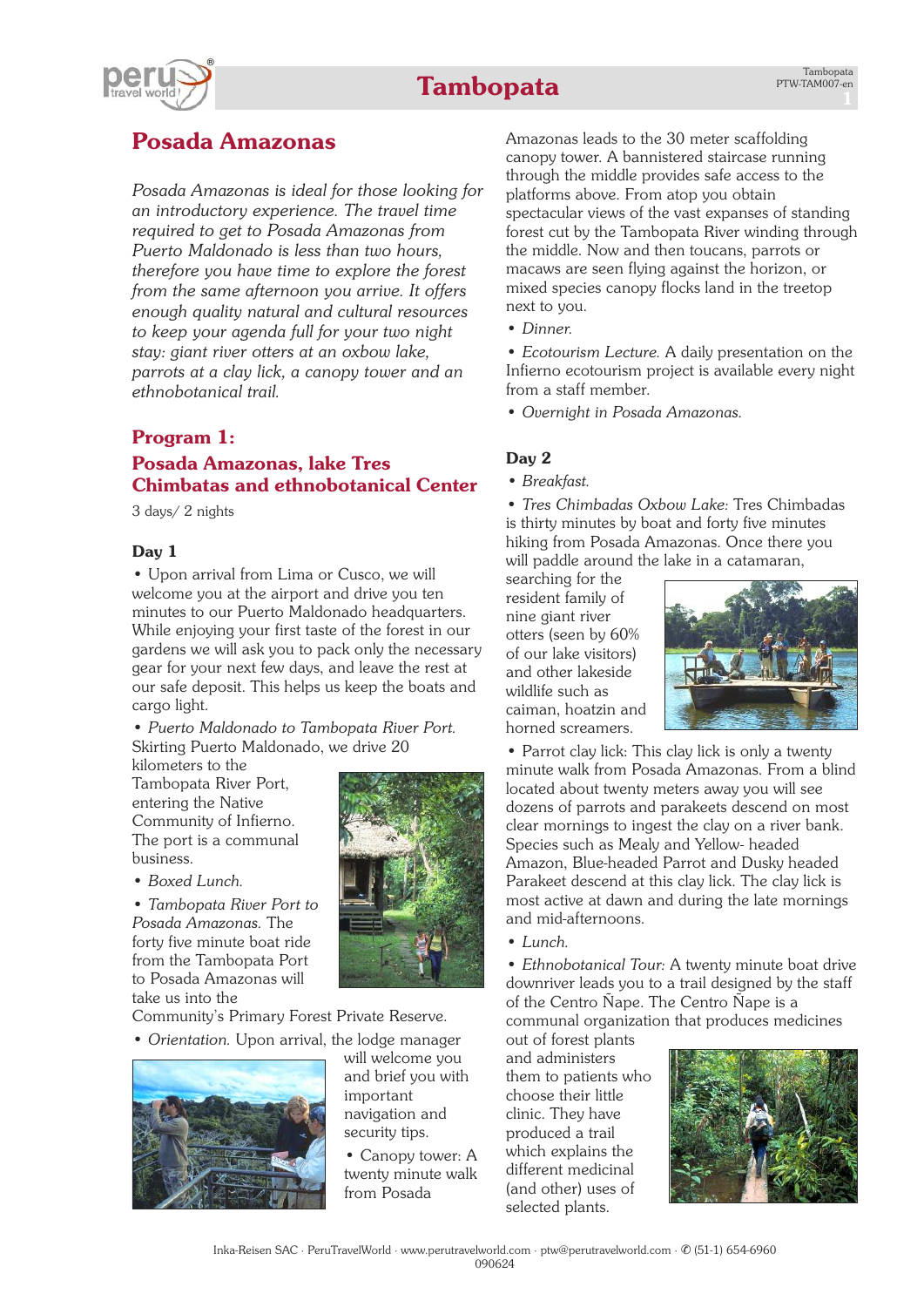# Tambopata

## Posada Amazonas

*Posada Amazonas is ideal for those looking for an introductory experience. The travel time required to get to Posada Amazonas from Puerto Maldonado is less than two hours, therefore you have time to explore the forest from the same afternoon you arrive. It offers enough quality natural and cultural resources to keep your agenda full for your two night stay: giant river otters at an oxbow lake, parrots at a clay lick, a canopy tower and an ethnobotanical trail.*

### Program 1: Posada Amazonas, lake Tres Chimbatas and ethnobotanical Center

3 days/ 2 nights

**Day 1**

• Upon arrival from Lima or Cusco, we will welcome you at the airport and drive you ten minutes to our Puerto Maldonado headquarters. While enjoying your first taste of the forest in our gardens we will ask you to pack only the necessary gear for your next few days, and leave the rest at our safe deposit. This helps us keep the boats and cargo light.

• *Puerto Maldonado to Tambopata River Port.* Skirting Puerto Maldonado, we drive 20 kilometers to the Tambopata River Port, entering the Native Community of Infierno. The port is a communal business.

• *Boxed Lunch.*

• *Tambopata River Port to Posada Amazonas.* The forty five minute boat ride from the Tambopata Port to Posada Amazonas will take us into the Community's Primary Forest Private Reserve.

• *Orientation.* Upon arrival, the lodge manager will welcome you and brief you with important navigation and security tips.

• Canopy tower: A twenty minute walk from Posada Amazonas leads to the 30 meter scaffolding canopy tower. A bannistered staircase running through the middle provides safe access to the platforms above. From atop you obtain spectacular views of the vast expanses of standing forest cut by the Tambopata River winding through the middle. Now and then toucans, parrots or macaws are seen flying against the horizon, or mixed species canopy flocks land in the treetop next to you.

• *Dinner.*

• *Ecotourism Lecture.* A daily presentation on the Infierno ecotourism project is available every night from a staff member.

• *Overnight in Posada Amazonas.*

**Day 2**

• *Breakfast.*

• *Tres Chimbadas Oxbow Lake:* Tres Chimbadas is thirty minutes by boat and forty five minutes hiking from Posada Amazonas. Once there you will paddle around the lake in a catamaran, searching for the resident family of nine giant river otters (seen by 60% of our lake visitors) and other lakeside wildlife such as caiman, hoatzin and horned screamers.

• Parrot clay lick: This clay lick is only a twenty minute walk from Posada Amazonas. From a blind located about twenty meters away you will see dozens of parrots and parakeets descend on most clear mornings to ingest the clay on a river bank. Species such as Mealy and Yellow- headed Amazon, Blue-headed Parrot and Dusky headed Parakeet descend at this clay lick. The clay lick is most active at dawn and during the late mornings and mid-afternoons.

• *Lunch.*

• *Ethnobotanical Tour:* A twenty minute boat drive downriver leads you to a trail designed by the staff of the Centro Ñape. The Centro Ñape is a communal organization that produces medicines out of forest plants and administers them to patients who choose their little clinic. They have produced a trail which explains the different medicinal (and other) uses of selected plants.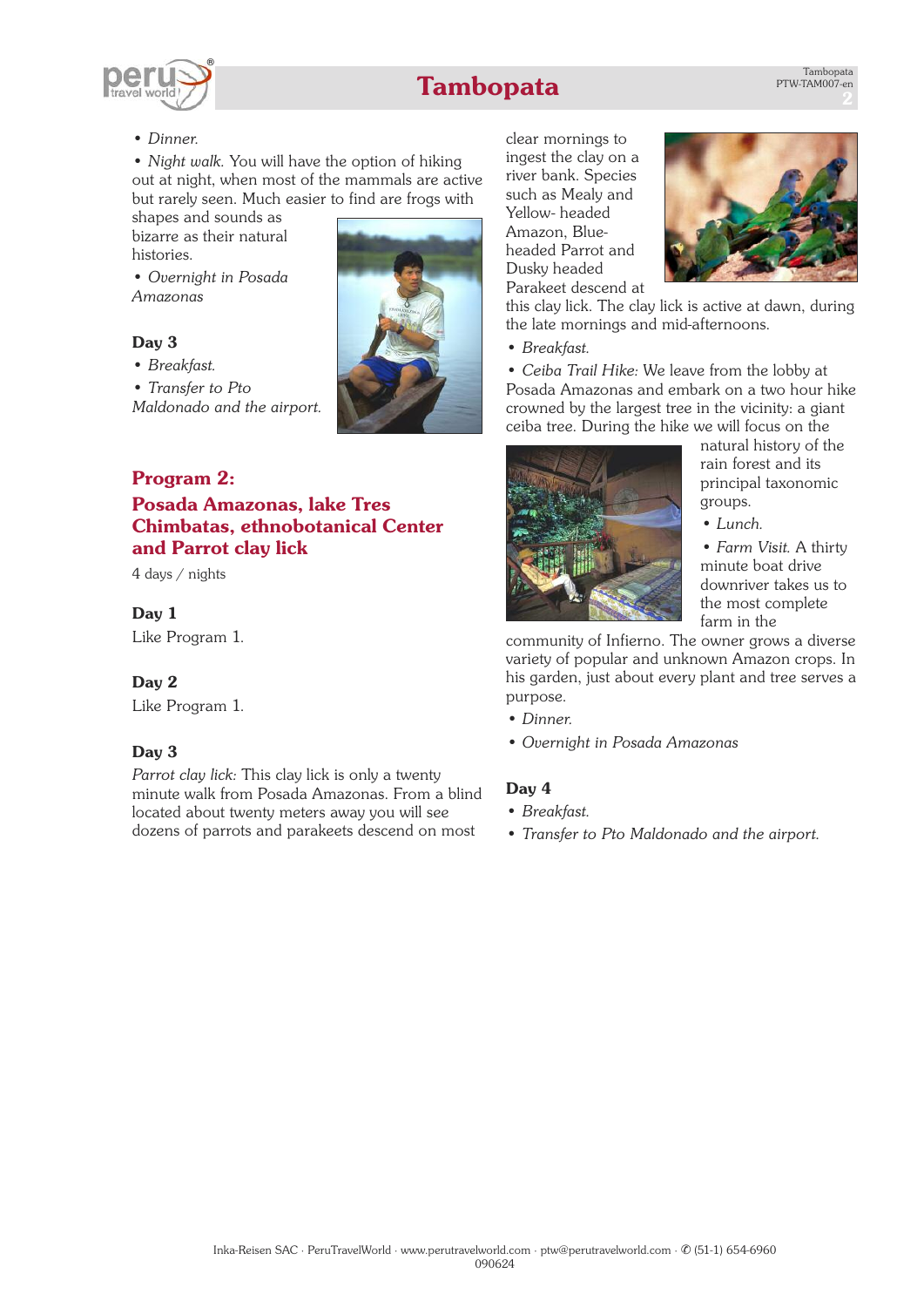- *Dinner.*
- *Night walk.* You will have the option of hiking out at night, when most of the mammals are active but rarely seen. Much easier to find are frogs with shapes and sounds as bizarre as their natural histories.
- *Overnight in Posada Amazonas*

### Day 3

- *Breakfast.*
- *Transfer to Pto Maldonado and the airport.*

## Program 2:

## Posada Amazonas, lake Tres Chimbatas, ethnobotanical Center and Parrot clay lick

4 days / nights

### Day 1

Like Program 1.

### Day 2

Like Program 1.

### Day 3

*Parrot clay lick:* This clay lick is only a twenty minute walk from Posada Amazonas. From a blind located about twenty meters away you will see dozens of parrots and parakeets descend on most clear mornings to ingest the clay on a river bank. Species such as Mealy and Yellow- headed Amazon, Blue- headed Parrot and Dusky headed Parakeet descend at this clay lick. The clay lick is active at dawn, during the late mornings and mid-afternoons.

- *Breakfast.*
- *Ceiba Trail Hike:* We leave from the lobby at Posada Amazonas and embark on a two hour hike crowned by the largest tree in the vicinity: a giant ceiba tree. During the hike we will focus on the natural history of the rain forest and its principal taxonomic groups.
- *Lunch.*
- *Farm Visit.* A thirty minute boat drive downriver takes us to the most complete farm in the community of Infierno. The owner grows a diverse variety of popular and unknown Amazon crops. In his garden, just about every plant and tree serves a purpose.
- *Dinner.*
- *Overnight in Posada Amazonas*

### Day 4

- *Breakfast.*
- *Transfer to Pto Maldonado and the airport.*